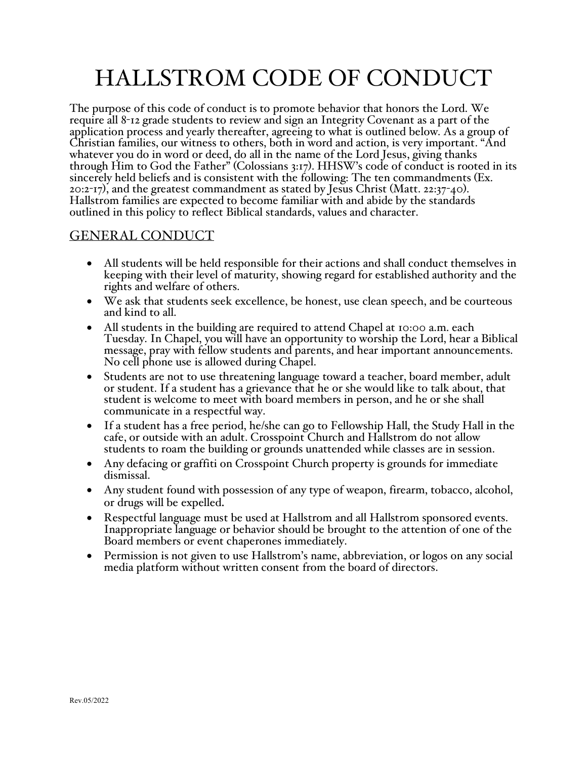# HALLSTROM CODE OF CONDUCT

The purpose of this code of conduct is to promote behavior that honors the Lord. We require all 8-12 grade students to review and sign an Integrity Covenant as a part of the application process and yearly thereafter, agreeing to what is outlined below. As a group of Christian families, our witness to others, both in word and action, is very important. "And whatever you do in word or deed, do all in the name of the Lord Jesus, giving thanks through Him to God the Father" (Colossians 3:17). HHSW's code of conduct is rooted in its sincerely held beliefs and is consistent with the following: The ten commandments (Ex. 20:2-17), and the greatest commandment as stated by Jesus Christ (Matt. 22:37-40). Hallstrom families are expected to become familiar with and abide by the standards outlined in this policy to reflect Biblical standards, values and character.

## GENERAL CONDUCT

- All students will be held responsible for their actions and shall conduct themselves in keeping with their level of maturity, showing regard for established authority and the rights and welfare of others.
- We ask that students seek excellence, be honest, use clean speech, and be courteous and kind to all.
- All students in the building are required to attend Chapel at 10:00 a.m. each Tuesday. In Chapel, you will have an opportunity to worship the Lord, hear a Biblical message, pray with fellow students and parents, and hear important announcements. No cell phone use is allowed during Chapel.
- Students are not to use threatening language toward a teacher, board member, adult or student. If a student has a grievance that he or she would like to talk about, that student is welcome to meet with board members in person, and he or she shall communicate in a respectful way.
- If a student has a free period, he/she can go to Fellowship Hall, the Study Hall in the cafe, or outside with an adult. Crosspoint Church and Hallstrom do not allow students to roam the building or grounds unattended while classes are in session.
- Any defacing or graffiti on Crosspoint Church property is grounds for immediate dismissal.
- Any student found with possession of any type of weapon, firearm, tobacco, alcohol, or drugs will be expelled.
- Respectful language must be used at Hallstrom and all Hallstrom sponsored events. Inappropriate language or behavior should be brought to the attention of one of the Board members or event chaperones immediately.
- Permission is not given to use Hallstrom's name, abbreviation, or logos on any social media platform without written consent from the board of directors.

Rev.05/2022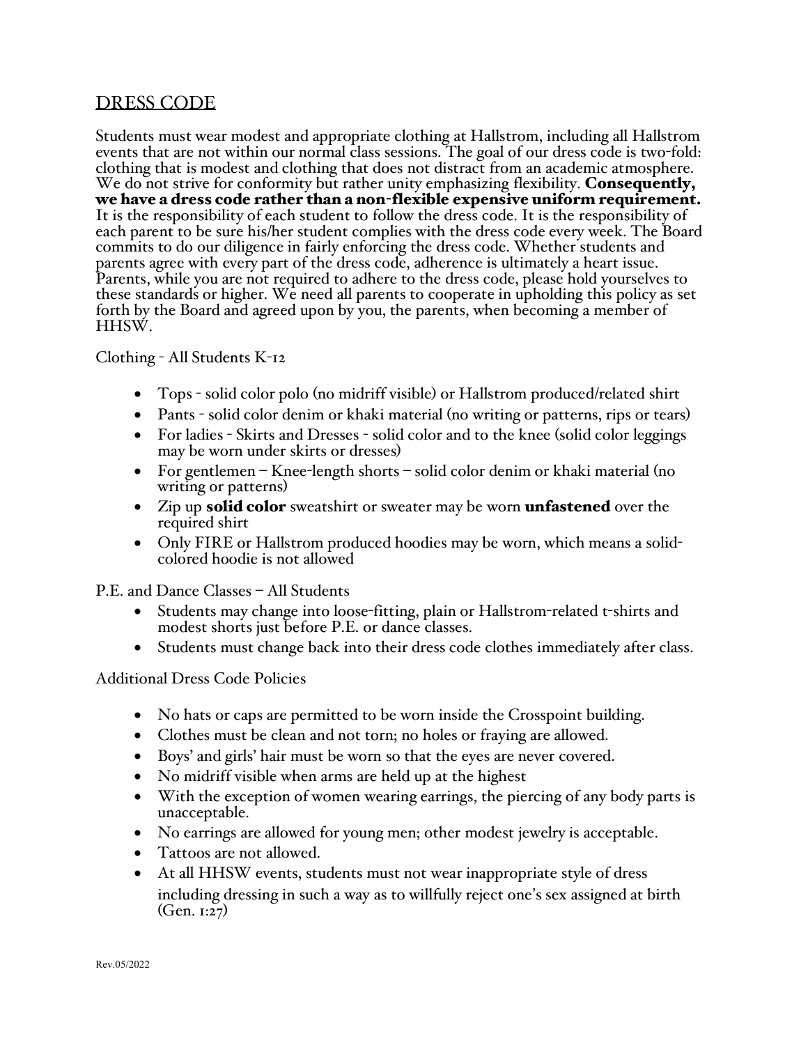## DRESS CODE

Students must wear modest and appropriate clothing at Hallstrom, including all Hallstrom events that are not within our normal class sessions. The goal of our dress code is two-fold: clothing that is modest and clothing that does not distract from an academic atmosphere. We do not strive for conformity but rather unity emphasizing flexibility. **Consequently, we have a dress code rather than a non-flexible expensive uniform requirement.** It is the responsibility of each student to follow the dress code. It is the responsibility of each parent to be sure his/her student complies with the dress code every week. The Board commits to do our diligence in fairly enforcing the dress code. Whether students and parents agree with every part of the dress code, adherence is ultimately a heart issue. Parents, while you are not required to adhere to the dress code, please hold yourselves to these standards or higher. We need all parents to cooperate in upholding this policy as set forth by the Board and agreed upon by you, the parents, when becoming a member of HHSW.

Clothing - All Students K-12

- Tops - solid color polo (no midriff visible) or Hallstrom produced/related shirt
- Pants - solid color denim or khaki material (no writing or patterns, rips or tears)
- For ladies - Skirts and Dresses - solid color and to the knee (solid color leggings may be worn under skirts or dresses)
- For gentlemen – Knee-length shorts – solid color denim or khaki material (no writing or patterns)
- Zip up **solid color** sweatshirt or sweater may be worn **unfastened** over the required shirt
- Only FIRE or Hallstrom produced hoodies may be worn, which means a solid-colored hoodie is not allowed

P.E. and Dance Classes – All Students

- Students may change into loose-fitting, plain or Hallstrom-related t-shirts and modest shorts just before P.E. or dance classes.
- Students must change back into their dress code clothes immediately after class.

Additional Dress Code Policies

- No hats or caps are permitted to be worn inside the Crosspoint building.
- Clothes must be clean and not torn; no holes or fraying are allowed.
- Boys' and girls' hair must be worn so that the eyes are never covered.
- No midriff visible when arms are held up at the highest
- With the exception of women wearing earrings, the piercing of any body parts is unacceptable.
- No earrings are allowed for young men; other modest jewelry is acceptable.
- Tattoos are not allowed.
- At all HHSW events, students must not wear inappropriate style of dress including dressing in such a way as to willfully reject one's sex assigned at birth (Gen. 1:27)

Rev.05/2022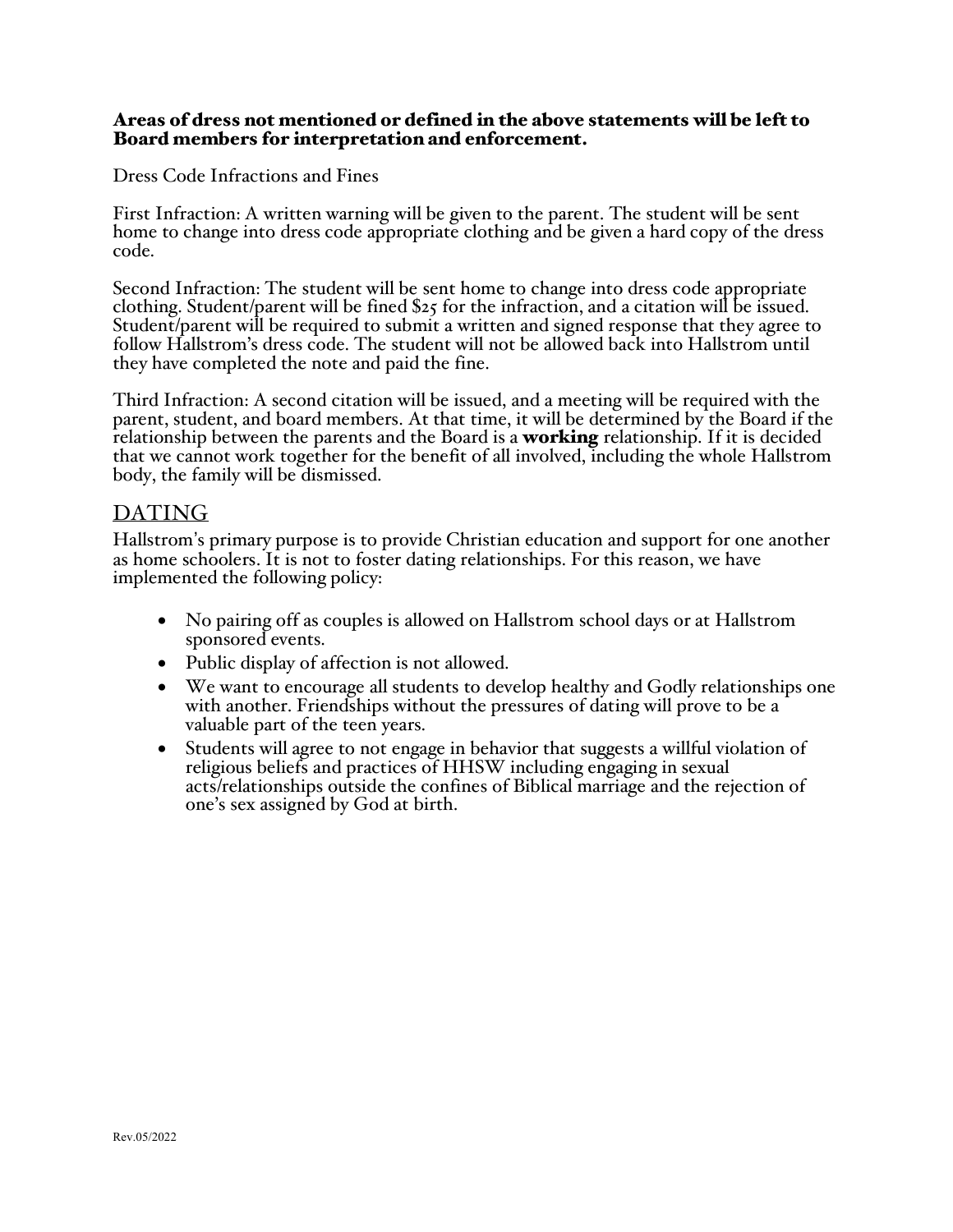**Areas of dress not mentioned or defined in the above statements will be left to Board members for interpretation and enforcement.**

Dress Code Infractions and Fines

First Infraction: A written warning will be given to the parent. The student will be sent home to change into dress code appropriate clothing and be given a hard copy of the dress code.

Second Infraction: The student will be sent home to change into dress code appropriate clothing. Student/parent will be fined $25 for the infraction, and a citation will be issued. Student/parent will be required to submit a written and signed response that they agree to follow Hallstrom's dress code. The student will not be allowed back into Hallstrom until they have completed the note and paid the fine.

Third Infraction: A second citation will be issued, and a meeting will be required with the parent, student, and board members. At that time, it will be determined by the Board if the relationship between the parents and the Board is a **working** relationship. If it is decided that we cannot work together for the benefit of all involved, including the whole Hallstrom body, the family will be dismissed.

## DATING

Hallstrom's primary purpose is to provide Christian education and support for one another as home schoolers. It is not to foster dating relationships. For this reason, we have implemented the following policy:

- No pairing off as couples is allowed on Hallstrom school days or at Hallstrom sponsored events.
- Public display of affection is not allowed.
- We want to encourage all students to develop healthy and Godly relationships one with another. Friendships without the pressures of dating will prove to be a valuable part of the teen years.
- Students will agree to not engage in behavior that suggests a willful violation of religious beliefs and practices of HHSW including engaging in sexual acts/relationships outside the confines of Biblical marriage and the rejection of one's sex assigned by God at birth.

Rev.05/2022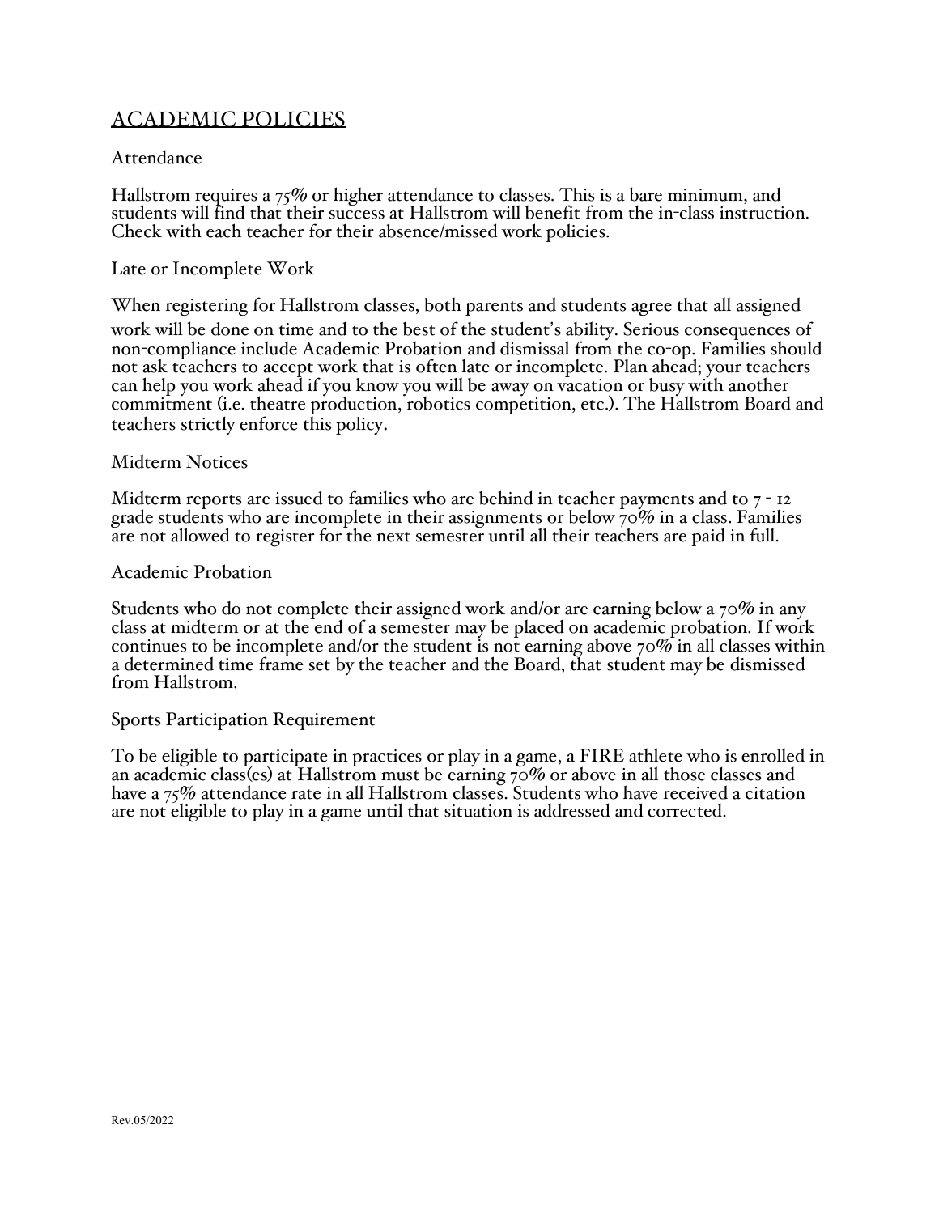## ACADEMIC POLICIES

### Attendance

Hallstrom requires a 75% or higher attendance to classes. This is a bare minimum, and students will find that their success at Hallstrom will benefit from the in-class instruction. Check with each teacher for their absence/missed work policies.

### Late or Incomplete Work

When registering for Hallstrom classes, both parents and students agree that all assigned work will be done on time and to the best of the student's ability. Serious consequences of non-compliance include Academic Probation and dismissal from the co-op. Families should not ask teachers to accept work that is often late or incomplete. Plan ahead; your teachers can help you work ahead if you know you will be away on vacation or busy with another commitment (i.e. theatre production, robotics competition, etc.). The Hallstrom Board and teachers strictly enforce this policy.

### Midterm Notices

Midterm reports are issued to families who are behind in teacher payments and to 7 - 12 grade students who are incomplete in their assignments or below 70% in a class. Families are not allowed to register for the next semester until all their teachers are paid in full.

### Academic Probation

Students who do not complete their assigned work and/or are earning below a 70% in any class at midterm or at the end of a semester may be placed on academic probation. If work continues to be incomplete and/or the student is not earning above 70% in all classes within a determined time frame set by the teacher and the Board, that student may be dismissed from Hallstrom.

### Sports Participation Requirement

To be eligible to participate in practices or play in a game, a FIRE athlete who is enrolled in an academic class(es) at Hallstrom must be earning 70% or above in all those classes and have a 75% attendance rate in all Hallstrom classes. Students who have received a citation are not eligible to play in a game until that situation is addressed and corrected.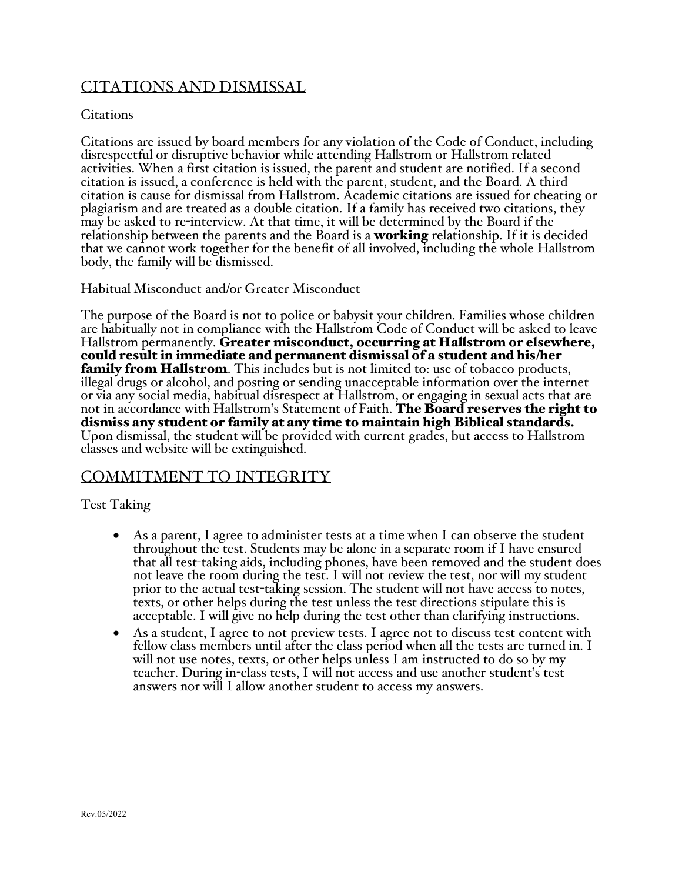## CITATIONS AND DISMISSAL

### Citations

Citations are issued by board members for any violation of the Code of Conduct, including disrespectful or disruptive behavior while attending Hallstrom or Hallstrom related activities. When a first citation is issued, the parent and student are notified. If a second citation is issued, a conference is held with the parent, student, and the Board. A third citation is cause for dismissal from Hallstrom. Academic citations are issued for cheating or plagiarism and are treated as a double citation. If a family has received two citations, they may be asked to re-interview. At that time, it will be determined by the Board if the relationship between the parents and the Board is a **working** relationship. If it is decided that we cannot work together for the benefit of all involved, including the whole Hallstrom body, the family will be dismissed.

### Habitual Misconduct and/or Greater Misconduct

The purpose of the Board is not to police or babysit your children. Families whose children are habitually not in compliance with the Hallstrom Code of Conduct will be asked to leave Hallstrom permanently. **Greater misconduct, occurring at Hallstrom or elsewhere, could result in immediate and permanent dismissal of a student and his/her family from Hallstrom**. This includes but is not limited to: use of tobacco products, illegal drugs or alcohol, and posting or sending unacceptable information over the internet or via any social media, habitual disrespect at Hallstrom, or engaging in sexual acts that are not in accordance with Hallstrom's Statement of Faith. **The Board reserves the right to dismiss any student or family at any time to maintain high Biblical standards.** Upon dismissal, the student will be provided with current grades, but access to Hallstrom classes and website will be extinguished.

## COMMITMENT TO INTEGRITY

### Test Taking

- As a parent, I agree to administer tests at a time when I can observe the student throughout the test. Students may be alone in a separate room if I have ensured that all test-taking aids, including phones, have been removed and the student does not leave the room during the test. I will not review the test, nor will my student prior to the actual test-taking session. The student will not have access to notes, texts, or other helps during the test unless the test directions stipulate this is acceptable. I will give no help during the test other than clarifying instructions.
- As a student, I agree to not preview tests. I agree not to discuss test content with fellow class members until after the class period when all the tests are turned in. I will not use notes, texts, or other helps unless I am instructed to do so by my teacher. During in-class tests, I will not access and use another student's test answers nor will I allow another student to access my answers.

Rev.05/2022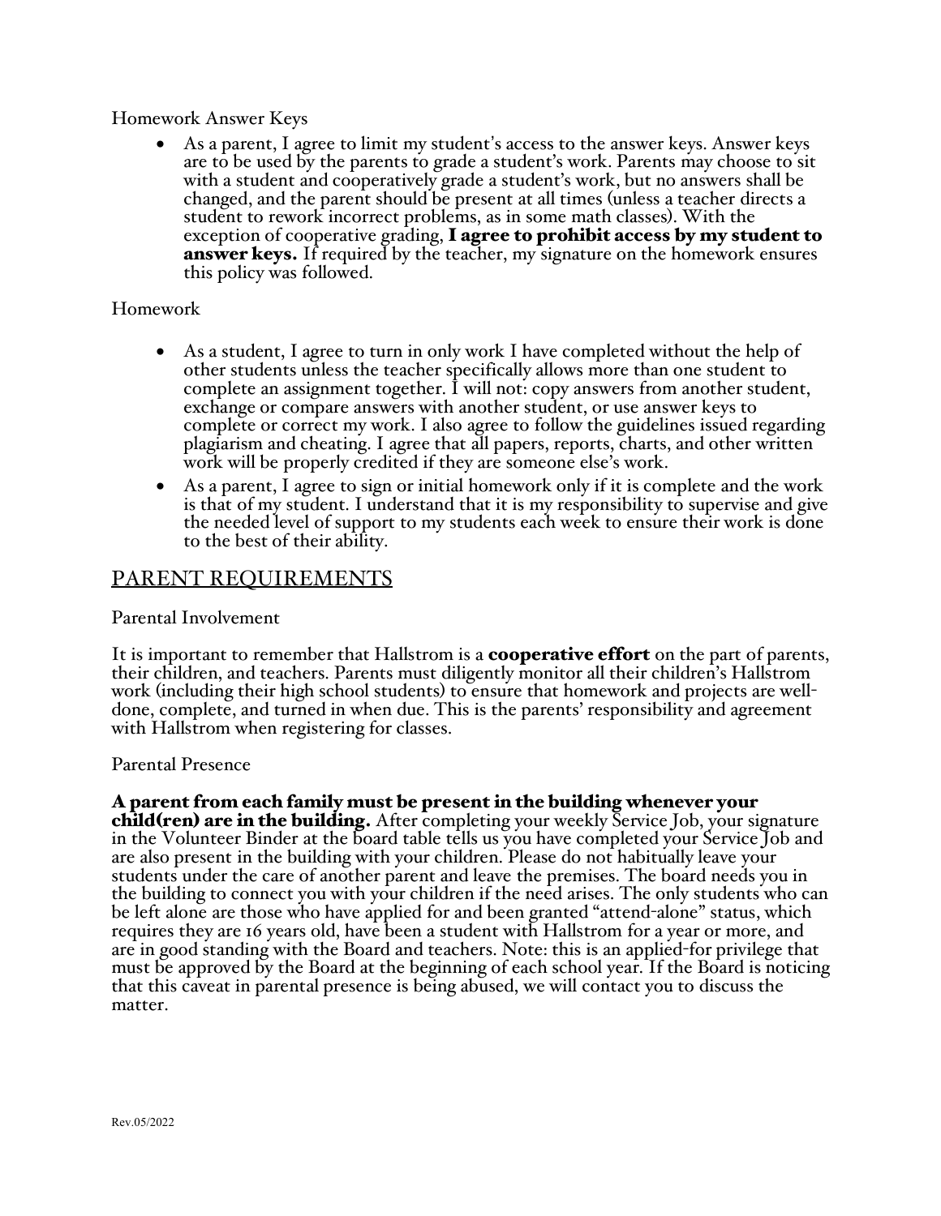Homework Answer Keys

- As a parent, I agree to limit my student's access to the answer keys. Answer keys are to be used by the parents to grade a student's work. Parents may choose to sit with a student and cooperatively grade a student's work, but no answers shall be changed, and the parent should be present at all times (unless a teacher directs a student to rework incorrect problems, as in some math classes). With the exception of cooperative grading, **I agree to prohibit access by my student to answer keys.** If required by the teacher, my signature on the homework ensures this policy was followed.

Homework

- As a student, I agree to turn in only work I have completed without the help of other students unless the teacher specifically allows more than one student to complete an assignment together. I will not: copy answers from another student, exchange or compare answers with another student, or use answer keys to complete or correct my work. I also agree to follow the guidelines issued regarding plagiarism and cheating. I agree that all papers, reports, charts, and other written work will be properly credited if they are someone else's work.
- As a parent, I agree to sign or initial homework only if it is complete and the work is that of my student. I understand that it is my responsibility to supervise and give the needed level of support to my students each week to ensure their work is done to the best of their ability.

## PARENT REQUIREMENTS

Parental Involvement

It is important to remember that Hallstrom is a **cooperative effort** on the part of parents, their children, and teachers. Parents must diligently monitor all their children's Hallstrom work (including their high school students) to ensure that homework and projects are well-done, complete, and turned in when due. This is the parents' responsibility and agreement with Hallstrom when registering for classes.

Parental Presence

**A parent from each family must be present in the building whenever your child(ren) are in the building.** After completing your weekly Service Job, your signature in the Volunteer Binder at the board table tells us you have completed your Service Job and are also present in the building with your children. Please do not habitually leave your students under the care of another parent and leave the premises. The board needs you in the building to connect you with your children if the need arises. The only students who can be left alone are those who have applied for and been granted "attend-alone" status, which requires they are 16 years old, have been a student with Hallstrom for a year or more, and are in good standing with the Board and teachers. Note: this is an applied-for privilege that must be approved by the Board at the beginning of each school year. If the Board is noticing that this caveat in parental presence is being abused, we will contact you to discuss the matter.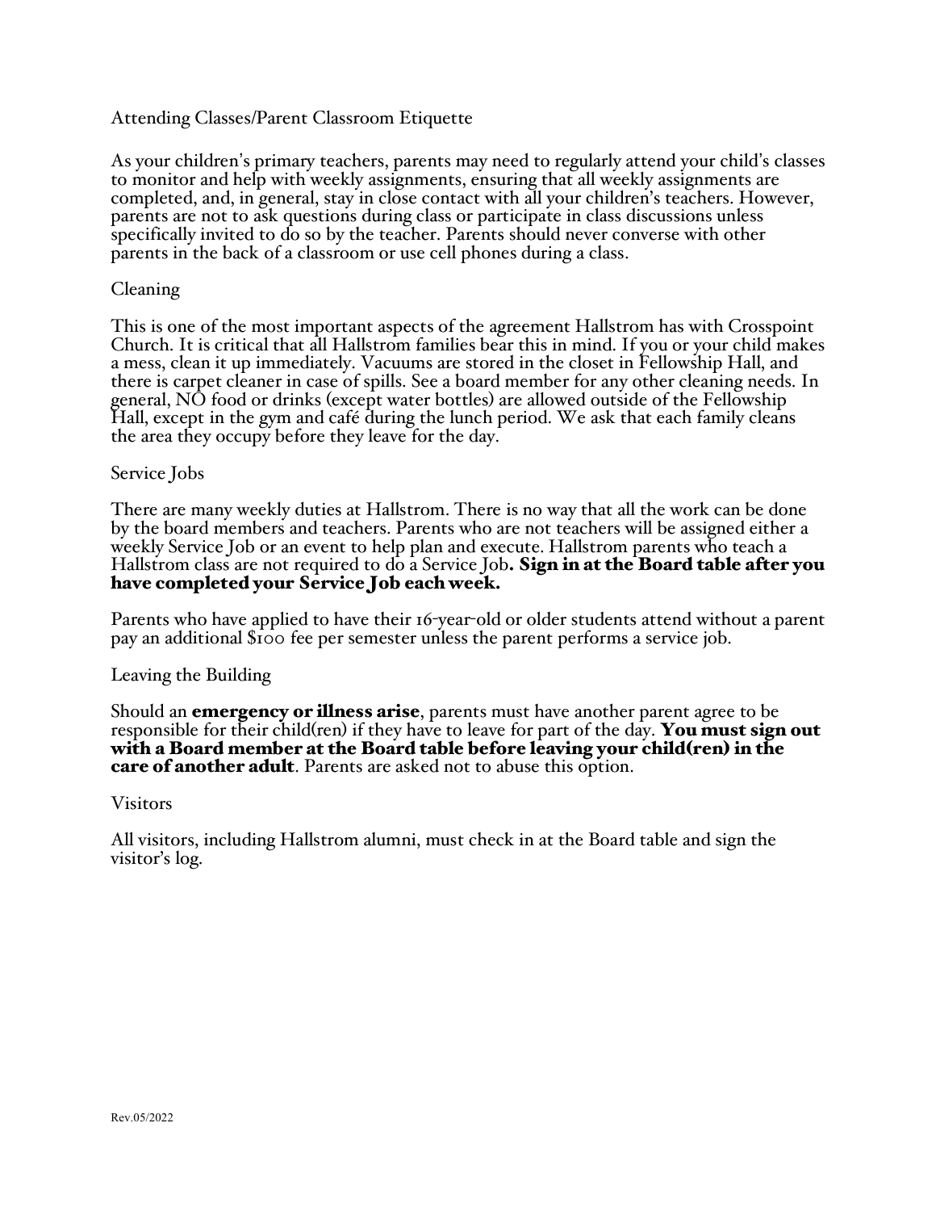## Attending Classes/Parent Classroom Etiquette

As your children's primary teachers, parents may need to regularly attend your child's classes to monitor and help with weekly assignments, ensuring that all weekly assignments are completed, and, in general, stay in close contact with all your children's teachers. However, parents are not to ask questions during class or participate in class discussions unless specifically invited to do so by the teacher. Parents should never converse with other parents in the back of a classroom or use cell phones during a class.

## Cleaning

This is one of the most important aspects of the agreement Hallstrom has with Crosspoint Church. It is critical that all Hallstrom families bear this in mind. If you or your child makes a mess, clean it up immediately. Vacuums are stored in the closet in Fellowship Hall, and there is carpet cleaner in case of spills. See a board member for any other cleaning needs. In general, NO food or drinks (except water bottles) are allowed outside of the Fellowship Hall, except in the gym and café during the lunch period. We ask that each family cleans the area they occupy before they leave for the day.

## Service Jobs

There are many weekly duties at Hallstrom. There is no way that all the work can be done by the board members and teachers. Parents who are not teachers will be assigned either a weekly Service Job or an event to help plan and execute. Hallstrom parents who teach a Hallstrom class are not required to do a Service Job**. Sign in at the Board table after you have completed your Service Job each week.**

Parents who have applied to have their 16-year-old or older students attend without a parent pay an additional $100 fee per semester unless the parent performs a service job.

## Leaving the Building

Should an **emergency or illness arise**, parents must have another parent agree to be responsible for their child(ren) if they have to leave for part of the day. **You must sign out with a Board member at the Board table before leaving your child(ren) in the care of another adult**. Parents are asked not to abuse this option.

## Visitors

All visitors, including Hallstrom alumni, must check in at the Board table and sign the visitor's log.

Rev.05/2022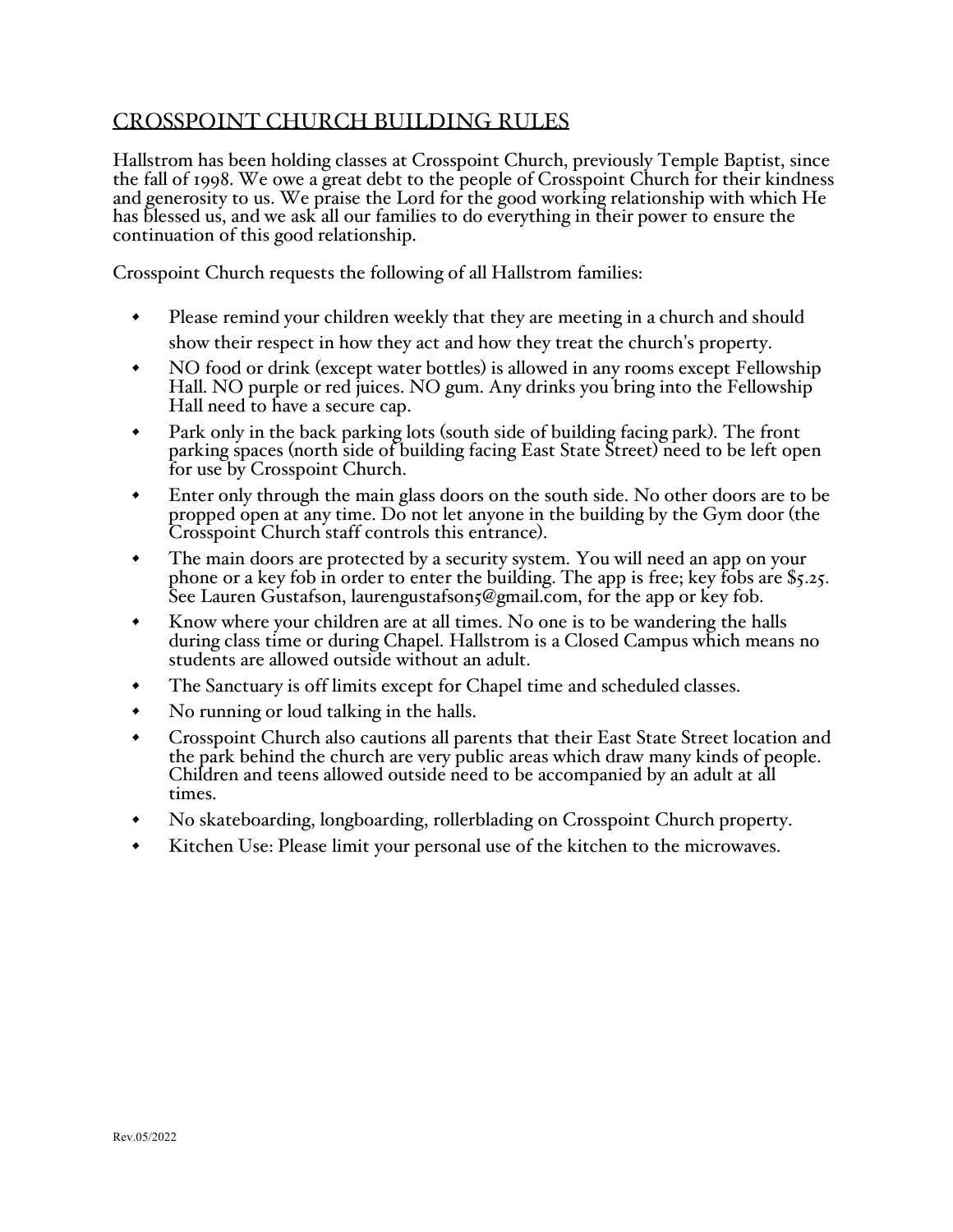## CROSSPOINT CHURCH BUILDING RULES

Hallstrom has been holding classes at Crosspoint Church, previously Temple Baptist, since the fall of 1998. We owe a great debt to the people of Crosspoint Church for their kindness and generosity to us. We praise the Lord for the good working relationship with which He has blessed us, and we ask all our families to do everything in their power to ensure the continuation of this good relationship.

Crosspoint Church requests the following of all Hallstrom families:

- Please remind your children weekly that they are meeting in a church and should show their respect in how they act and how they treat the church's property.
- NO food or drink (except water bottles) is allowed in any rooms except Fellowship Hall. NO purple or red juices. NO gum. Any drinks you bring into the Fellowship Hall need to have a secure cap.
- Park only in the back parking lots (south side of building facing park). The front parking spaces (north side of building facing East State Street) need to be left open for use by Crosspoint Church.
- Enter only through the main glass doors on the south side. No other doors are to be propped open at any time. Do not let anyone in the building by the Gym door (the Crosspoint Church staff controls this entrance).
- The main doors are protected by a security system. You will need an app on your phone or a key fob in order to enter the building. The app is free; key fobs are $5.25. See Lauren Gustafson, laurengustafson5@gmail.com, for the app or key fob.
- Know where your children are at all times. No one is to be wandering the halls during class time or during Chapel. Hallstrom is a Closed Campus which means no students are allowed outside without an adult.
- The Sanctuary is off limits except for Chapel time and scheduled classes.
- No running or loud talking in the halls.
- Crosspoint Church also cautions all parents that their East State Street location and the park behind the church are very public areas which draw many kinds of people. Children and teens allowed outside need to be accompanied by an adult at all times.
- No skateboarding, longboarding, rollerblading on Crosspoint Church property.
- Kitchen Use: Please limit your personal use of the kitchen to the microwaves.

Rev.05/2022